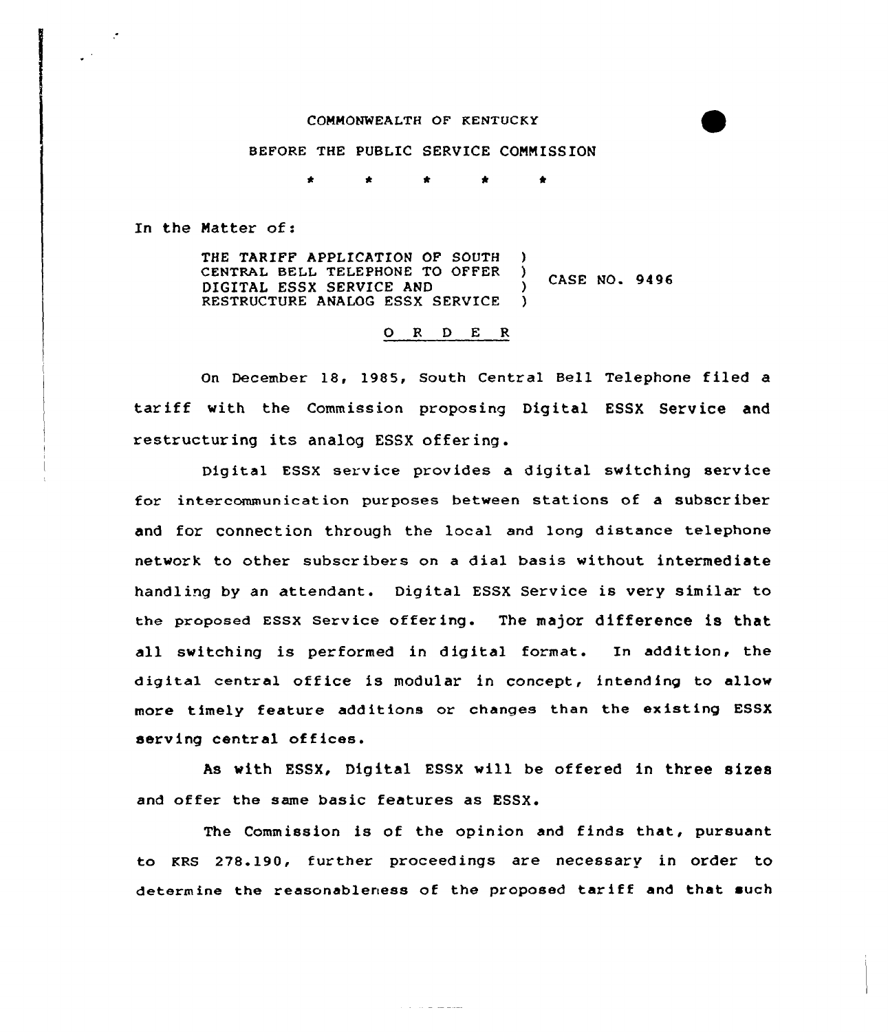COMMONWEALTH OF KENTUCKY

BEFORE THE PUBLIC SERVICE COMMISSION

\* \* \* \* \*

In the Matter of:

THE TARIFF APPLICATION OF SOUTH CENTRAL BELL TELEPHONE TO OFFER DIGITAL ESSX SERVICE AND RESTRUCTURE ANALOG ESSX SERVICE ) CASE NO. 9496

O R D E R

On December 18, 1985, South Central Bell Telephone filed a tariff with the Commission proposing Digital ESSX Service and restructuring its analog ESSX offering.

Digital ESSX service provides a digital switching service for intercommunication purposes between stations of a subscriber and for connection through the local and long distance telephone network to other subscribers on a dial basis without intermediate handling by an attendant. Digital ESSX Service is very similar to the proposed ESSX Service offering. The major difference is that all switching is performed in digital format. In addition, the digital central office is modular in concept, intending to allow more timely feature additions or changes than the existing ESSX serving central offices.

As with ESSX, Digital ESSX will be offered in three sizes and offer the same basic features as ESSX.

The Commission is of the opinion and finds that, pursuant to KRS 278.190, further proceedings are necessary in order to determine the reasonableness of the proposed tariff and that such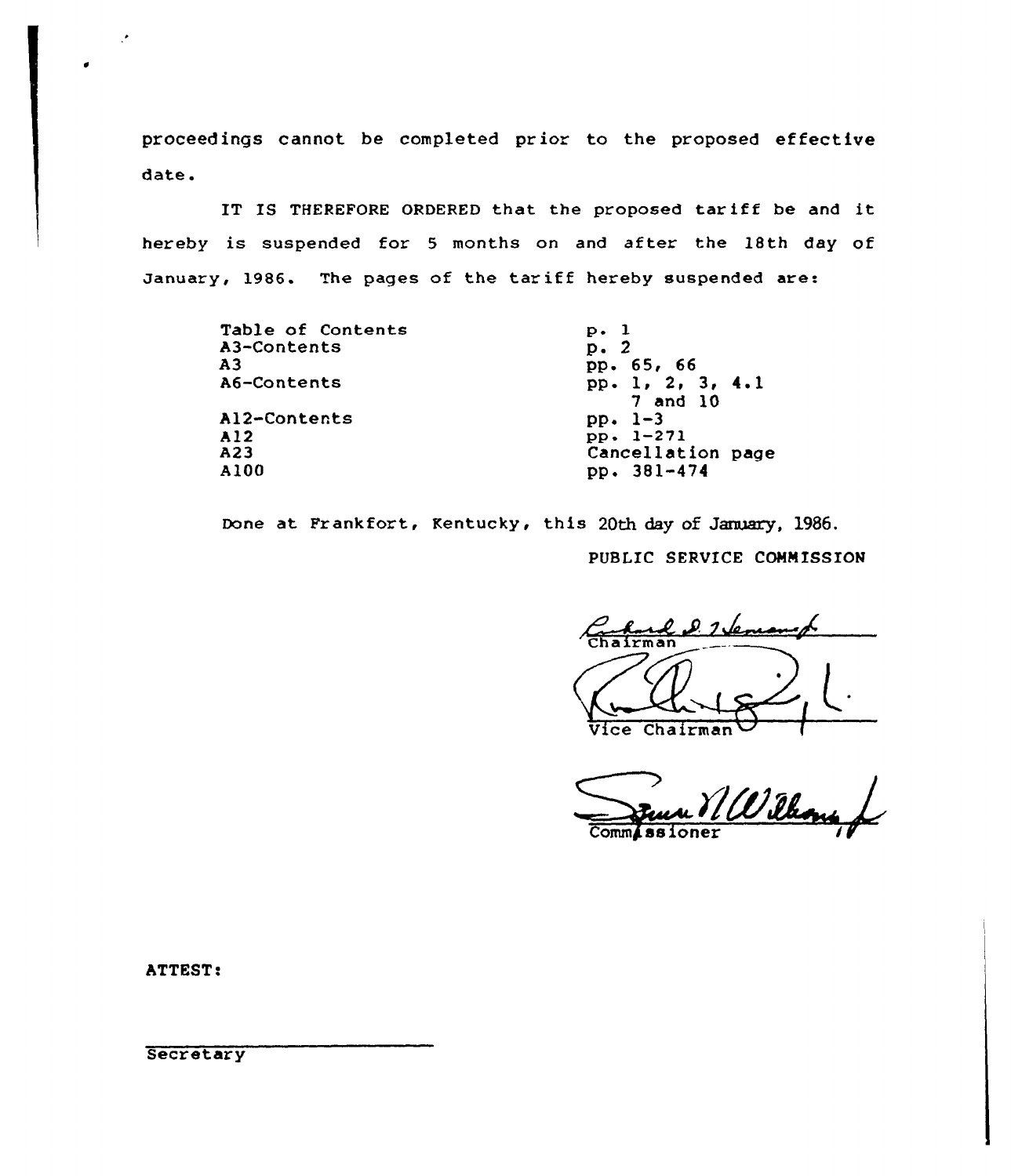proceedings cannot be completed prior to the proposed effective date.

IT IS THEREFORE ORDERED that the proposed tariff be and it hereby is suspended for 5 months on and after the 18th day of January, 1986. The pages of the tariff hereby suspended are:

| | |
|---|---|
| Table of Contents | p. 1 |
| A3-Contents | p. 2 |
| A3 | pp. 65, 66 |
| A6-Contents | pp. 1, 2, 3, 4.1 7 and 10 |
| A12-Contents | pp. 1-3 |
| A12 | pp. 1-271 |
| A23 | Cancellation page |
| A100 | pp. 381-474 |

Done at Frankfort, Kentucky, this 20th day of January, 1986.

PUBLIC SERVICE COMMISSION

Chairman

Vice Chairman

Commissioner

ATTEST:

Secretary